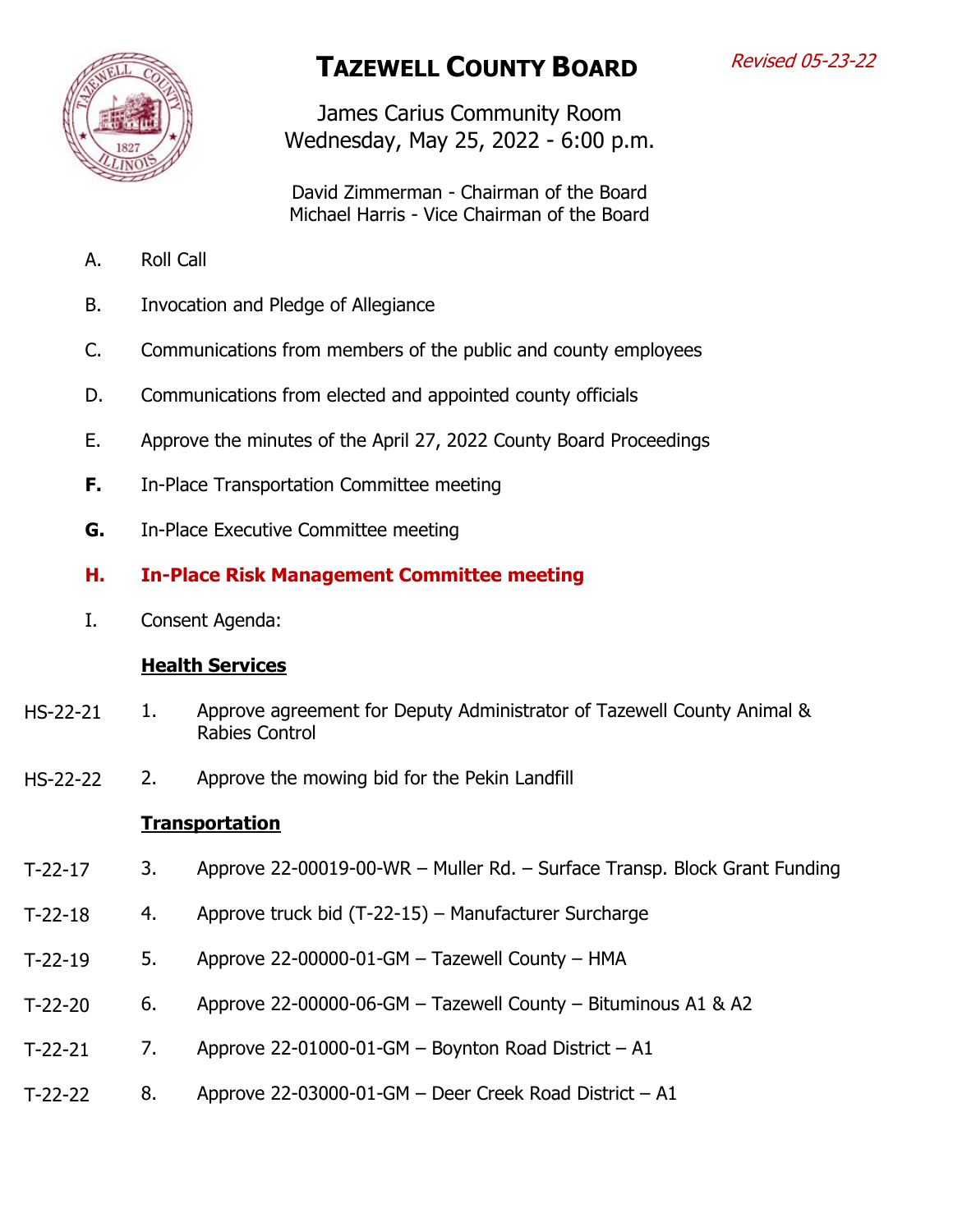*Revised 05-23-22*

# TAZEWELL COUNTY BOARD

James Carius Community Room
Wednesday, May 25, 2022 - 6:00 p.m.

David Zimmerman - Chairman of the Board
Michael Harris - Vice Chairman of the Board

A. Roll Call

B. Invocation and Pledge of Allegiance

C. Communications from members of the public and county employees

D. Communications from elected and appointed county officials

E. Approve the minutes of the April 27, 2022 County Board Proceedings

**F.** In-Place Transportation Committee meeting

**G.** In-Place Executive Committee meeting

**H. In-Place Risk Management Committee meeting**

I. Consent Agenda:

**Health Services**

HS-22-21 1. Approve agreement for Deputy Administrator of Tazewell County Animal & Rabies Control

HS-22-22 2. Approve the mowing bid for the Pekin Landfill

**Transportation**

T-22-17 3. Approve 22-00019-00-WR – Muller Rd. – Surface Transp. Block Grant Funding

T-22-18 4. Approve truck bid (T-22-15) – Manufacturer Surcharge

T-22-19 5. Approve 22-00000-01-GM – Tazewell County – HMA

T-22-20 6. Approve 22-00000-06-GM – Tazewell County – Bituminous A1 & A2

T-22-21 7. Approve 22-01000-01-GM – Boynton Road District – A1

T-22-22 8. Approve 22-03000-01-GM – Deer Creek Road District – A1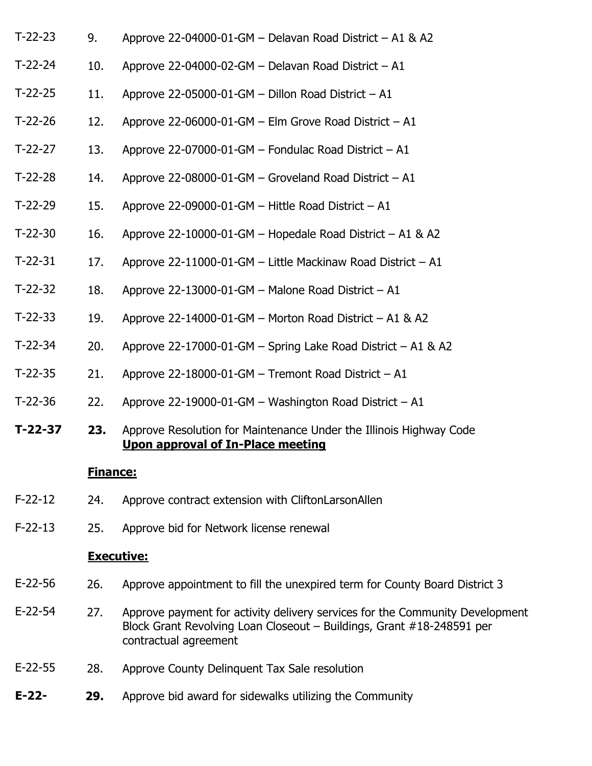T-22-23 9. Approve 22-04000-01-GM – Delavan Road District – A1 & A2

T-22-24 10. Approve 22-04000-02-GM – Delavan Road District – A1

T-22-25 11. Approve 22-05000-01-GM – Dillon Road District – A1

T-22-26 12. Approve 22-06000-01-GM – Elm Grove Road District – A1

T-22-27 13. Approve 22-07000-01-GM – Fondulac Road District – A1

T-22-28 14. Approve 22-08000-01-GM – Groveland Road District – A1

T-22-29 15. Approve 22-09000-01-GM – Hittle Road District – A1

T-22-30 16. Approve 22-10000-01-GM – Hopedale Road District – A1 & A2

T-22-31 17. Approve 22-11000-01-GM – Little Mackinaw Road District – A1

T-22-32 18. Approve 22-13000-01-GM – Malone Road District – A1

T-22-33 19. Approve 22-14000-01-GM – Morton Road District – A1 & A2

T-22-34 20. Approve 22-17000-01-GM – Spring Lake Road District – A1 & A2

T-22-35 21. Approve 22-18000-01-GM – Tremont Road District – A1

T-22-36 22. Approve 22-19000-01-GM – Washington Road District – A1

**T-22-37** **23.** Approve Resolution for Maintenance Under the Illinois Highway Code
**Upon approval of In-Place meeting**

**Finance:**

F-22-12 24. Approve contract extension with CliftonLarsonAllen

F-22-13 25. Approve bid for Network license renewal

**Executive:**

E-22-56 26. Approve appointment to fill the unexpired term for County Board District 3

E-22-54 27. Approve payment for activity delivery services for the Community Development Block Grant Revolving Loan Closeout – Buildings, Grant #18-248591 per contractual agreement

E-22-55 28. Approve County Delinquent Tax Sale resolution

**E-22-** **29.** Approve bid award for sidewalks utilizing the Community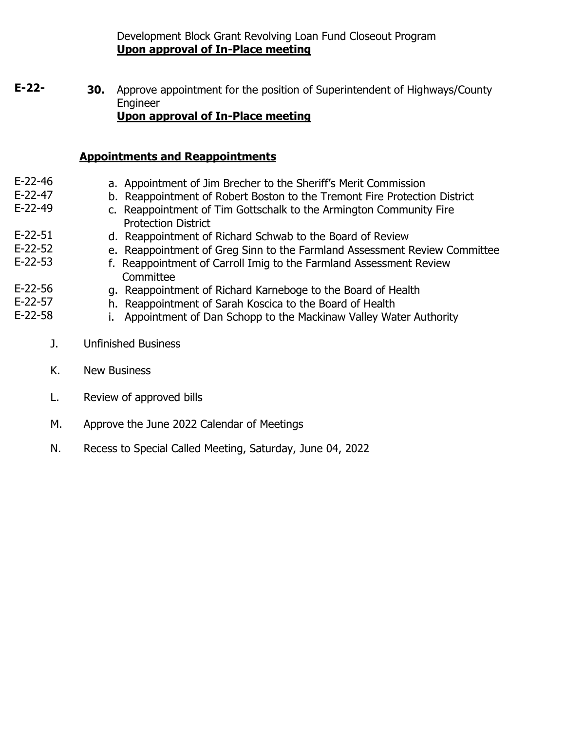Development Block Grant Revolving Loan Fund Closeout Program
**Upon approval of In-Place meeting**

**E-22-** **30.** Approve appointment for the position of Superintendent of Highways/County Engineer
**Upon approval of In-Place meeting**

**Appointments and Reappointments**

E-22-46 a. Appointment of Jim Brecher to the Sheriff's Merit Commission
E-22-47 b. Reappointment of Robert Boston to the Tremont Fire Protection District
E-22-49 c. Reappointment of Tim Gottschalk to the Armington Community Fire Protection District
E-22-51 d. Reappointment of Richard Schwab to the Board of Review
E-22-52 e. Reappointment of Greg Sinn to the Farmland Assessment Review Committee
E-22-53 f. Reappointment of Carroll Imig to the Farmland Assessment Review Committee
E-22-56 g. Reappointment of Richard Karneboge to the Board of Health
E-22-57 h. Reappointment of Sarah Koscica to the Board of Health
E-22-58 i. Appointment of Dan Schopp to the Mackinaw Valley Water Authority

J. Unfinished Business

K. New Business

L. Review of approved bills

M. Approve the June 2022 Calendar of Meetings

N. Recess to Special Called Meeting, Saturday, June 04, 2022